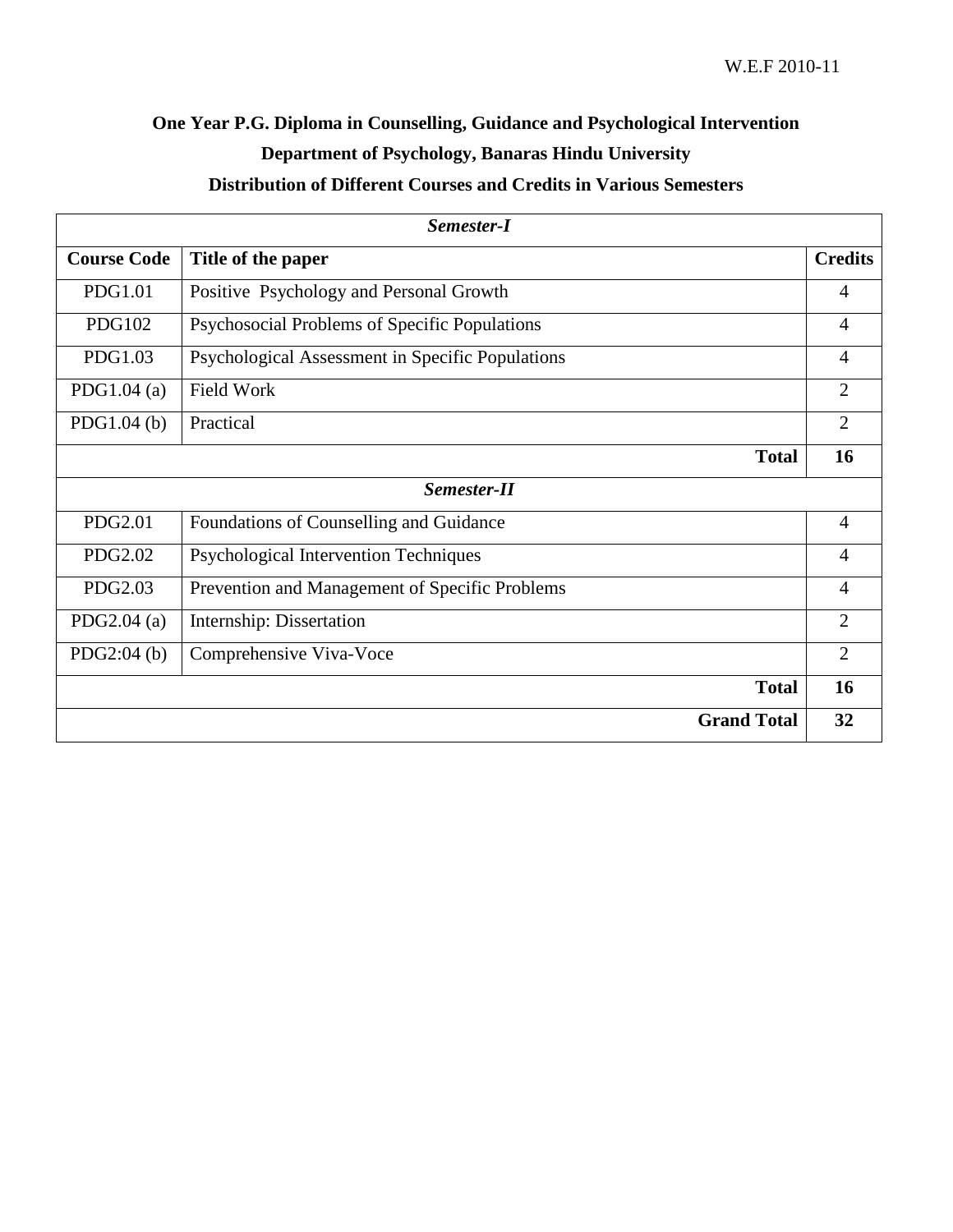W.E.F 2010-11

**One Year P.G. Diploma in Counselling, Guidance and Psychological Intervention**

**Department of Psychology, Banaras Hindu University**

**Distribution of Different Courses and Credits in Various Semesters**

| ***Semester-I*** | | |
|---|---|---|
| **Course Code** | **Title of the paper** | **Credits** |
| PDG1.01 | Positive Psychology and Personal Growth | 4 |
| PDG102 | Psychosocial Problems of Specific Populations | 4 |
| PDG1.03 | Psychological Assessment in Specific Populations | 4 |
| PDG1.04 (a) | Field Work | 2 |
| PDG1.04 (b) | Practical | 2 |
| | **Total** | **16** |
| ***Semester-II*** | | |
| PDG2.01 | Foundations of Counselling and Guidance | 4 |
| PDG2.02 | Psychological Intervention Techniques | 4 |
| PDG2.03 | Prevention and Management of Specific Problems | 4 |
| PDG2.04 (a) | Internship: Dissertation | 2 |
| PDG2:04 (b) | Comprehensive Viva-Voce | 2 |
| | **Total** | **16** |
| | **Grand Total** | **32** |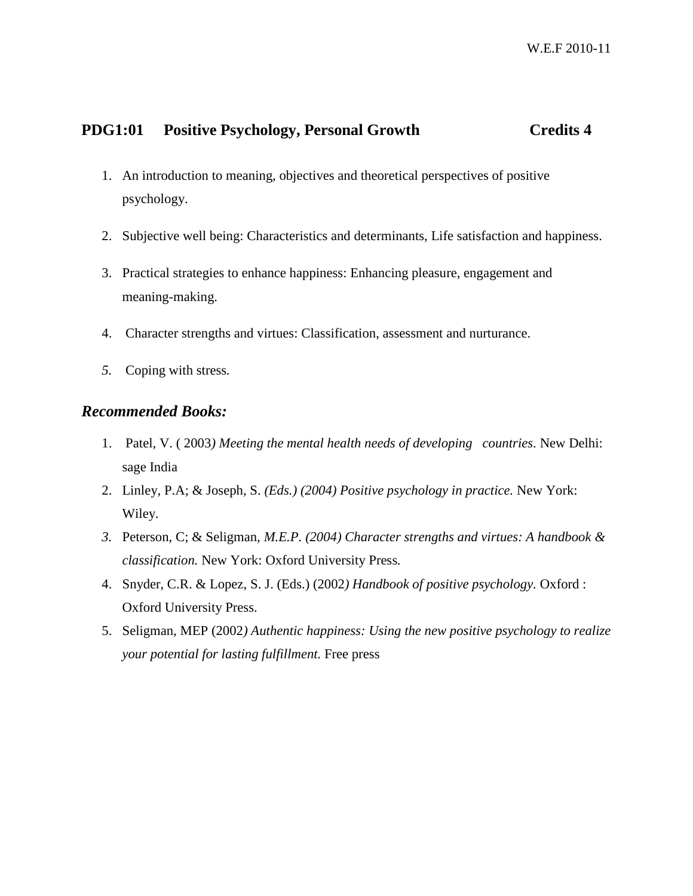W.E.F 2010-11

## PDG1:01 Positive Psychology, Personal Growth Credits 4

1. An introduction to meaning, objectives and theoretical perspectives of positive psychology.
2. Subjective well being: Characteristics and determinants, Life satisfaction and happiness.
3. Practical strategies to enhance happiness: Enhancing pleasure, engagement and meaning-making.
4. Character strengths and virtues: Classification, assessment and nurturance.
5. Coping with stress.

### *Recommended Books:*

1. Patel, V. ( 2003*) Meeting the mental health needs of developing countries*. New Delhi: sage India
2. Linley, P.A; & Joseph, S. *(Eds.) (2004) Positive psychology in practice.* New York: Wiley.
3. Peterson, C; & Seligman, *M.E.P. (2004) Character strengths and virtues: A handbook & classification.* New York: Oxford University Press.
4. Snyder, C.R. & Lopez, S. J. (Eds.) (2002*) Handbook of positive psychology.* Oxford : Oxford University Press.
5. Seligman, MEP (2002*) Authentic happiness: Using the new positive psychology to realize your potential for lasting fulfillment.* Free press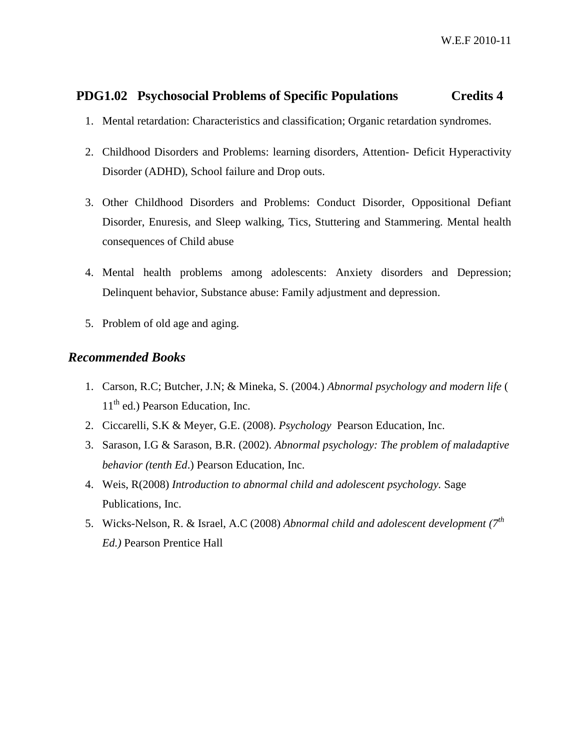W.E.F 2010-11

## PDG1.02 Psychosocial Problems of Specific Populations — Credits 4

1. Mental retardation: Characteristics and classification; Organic retardation syndromes.
2. Childhood Disorders and Problems: learning disorders, Attention- Deficit Hyperactivity Disorder (ADHD), School failure and Drop outs.
3. Other Childhood Disorders and Problems: Conduct Disorder, Oppositional Defiant Disorder, Enuresis, and Sleep walking, Tics, Stuttering and Stammering. Mental health consequences of Child abuse
4. Mental health problems among adolescents: Anxiety disorders and Depression; Delinquent behavior, Substance abuse: Family adjustment and depression.
5. Problem of old age and aging.

### *Recommended Books*

1. Carson, R.C; Butcher, J.N; & Mineka, S. (2004.) *Abnormal psychology and modern life* ( 11th ed.) Pearson Education, Inc.
2. Ciccarelli, S.K & Meyer, G.E. (2008). *Psychology* Pearson Education, Inc.
3. Sarason, I.G & Sarason, B.R. (2002). *Abnormal psychology: The problem of maladaptive behavior (tenth Ed*.) Pearson Education, Inc.
4. Weis, R(2008) *Introduction to abnormal child and adolescent psychology.* Sage Publications, Inc.
5. Wicks-Nelson, R. & Israel, A.C (2008) *Abnormal child and adolescent development (7th Ed.)* Pearson Prentice Hall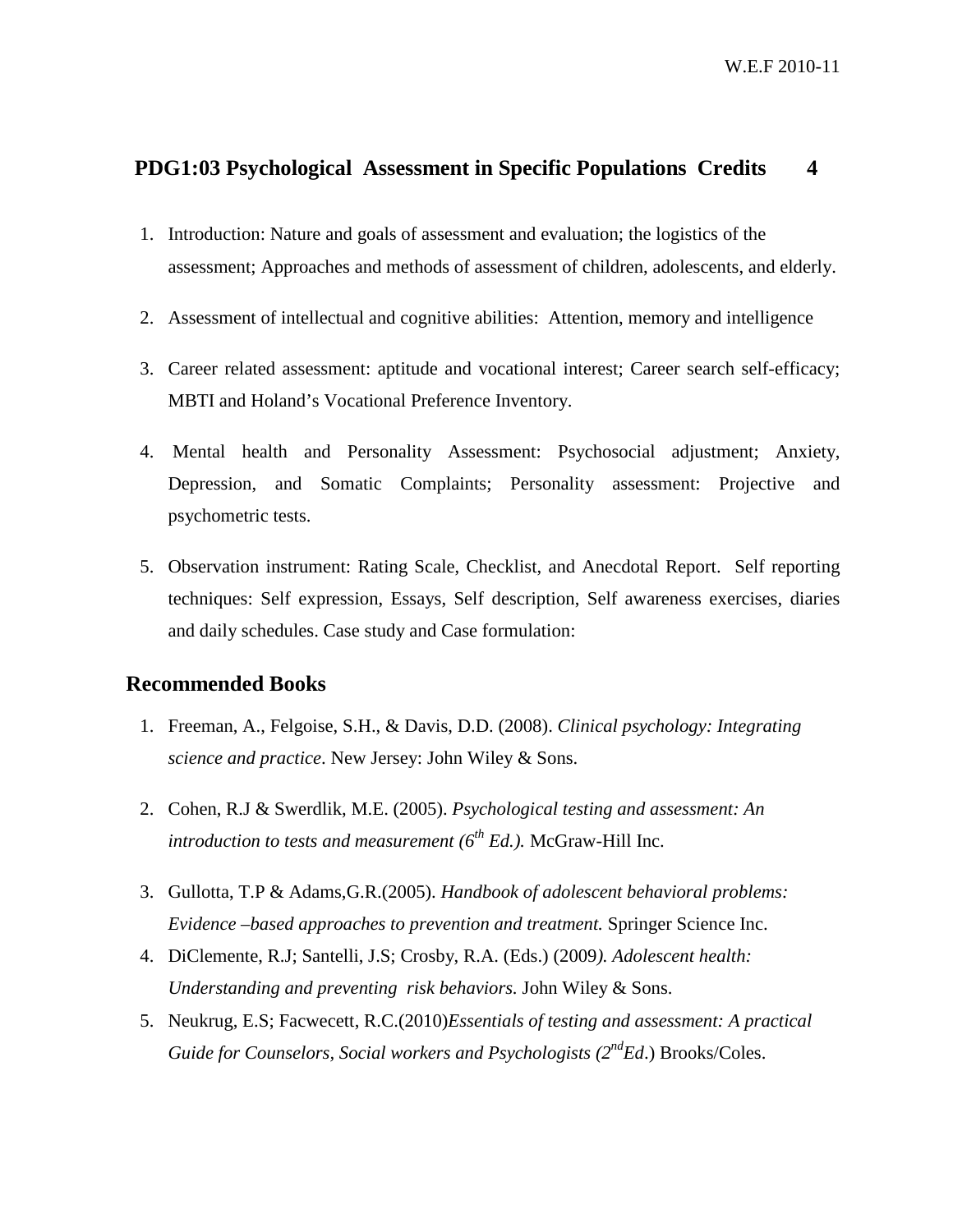W.E.F 2010-11

## PDG1:03 Psychological Assessment in Specific Populations Credits 4

1. Introduction: Nature and goals of assessment and evaluation; the logistics of the assessment; Approaches and methods of assessment of children, adolescents, and elderly.
2. Assessment of intellectual and cognitive abilities: Attention, memory and intelligence
3. Career related assessment: aptitude and vocational interest; Career search self-efficacy; MBTI and Holand's Vocational Preference Inventory.
4. Mental health and Personality Assessment: Psychosocial adjustment; Anxiety, Depression, and Somatic Complaints; Personality assessment: Projective and psychometric tests.
5. Observation instrument: Rating Scale, Checklist, and Anecdotal Report. Self reporting techniques: Self expression, Essays, Self description, Self awareness exercises, diaries and daily schedules. Case study and Case formulation:

## Recommended Books

1. Freeman, A., Felgoise, S.H., & Davis, D.D. (2008). *Clinical psychology: Integrating science and practice*. New Jersey: John Wiley & Sons.
2. Cohen, R.J & Swerdlik, M.E. (2005). *Psychological testing and assessment: An introduction to tests and measurement (6th Ed.).* McGraw-Hill Inc.
3. Gullotta, T.P & Adams,G.R.(2005). *Handbook of adolescent behavioral problems: Evidence –based approaches to prevention and treatment.* Springer Science Inc.
4. DiClemente, R.J; Santelli, J.S; Crosby, R.A. (Eds.) (2009*). Adolescent health: Understanding and preventing risk behaviors.* John Wiley & Sons.
5. Neukrug, E.S; Facwecett, R.C.(2010)*Essentials of testing and assessment: A practical Guide for Counselors, Social workers and Psychologists (2ndEd*.) Brooks/Coles.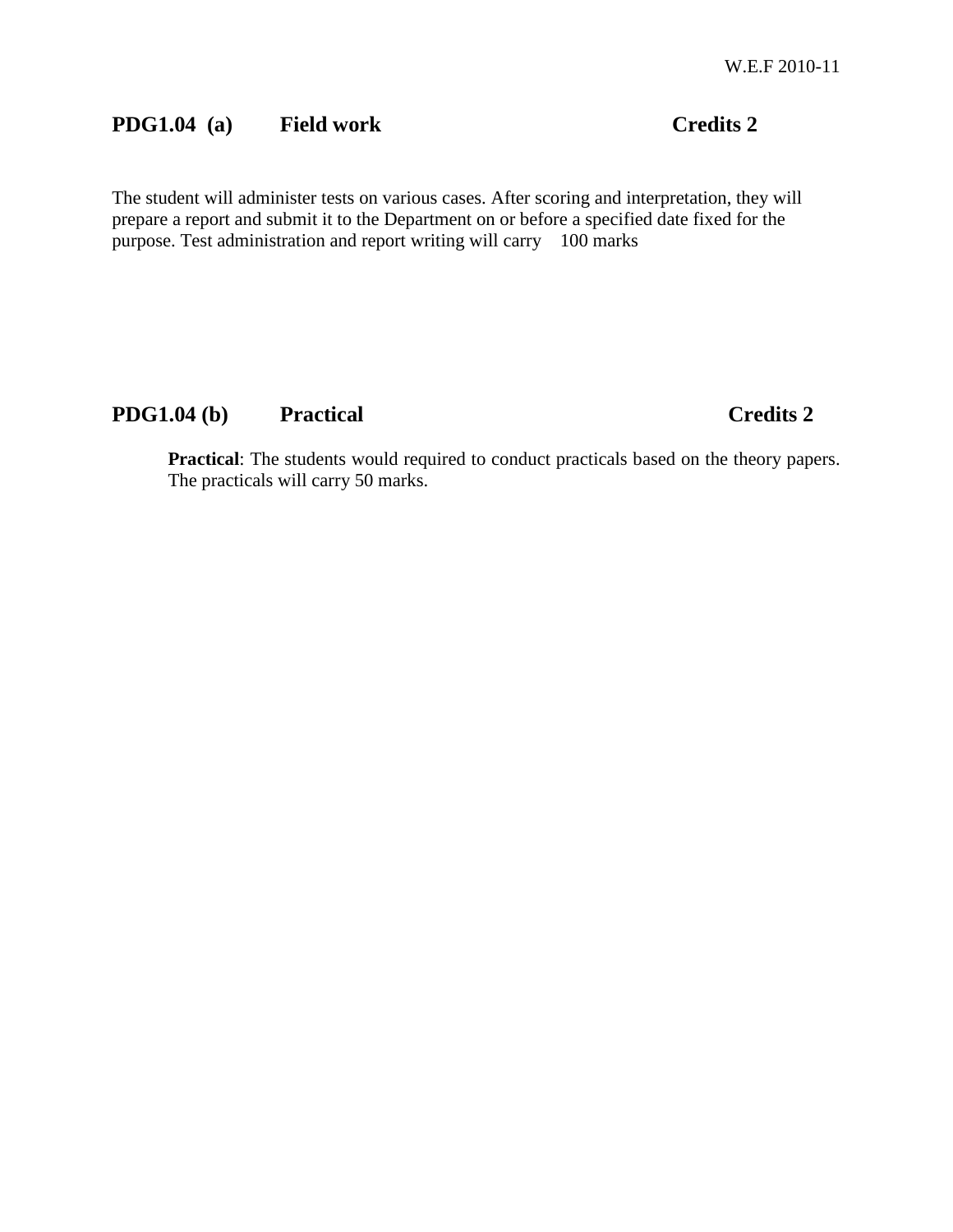W.E.F 2010-11

## PDG1.04 (a) Field work Credits 2

The student will administer tests on various cases. After scoring and interpretation, they will prepare a report and submit it to the Department on or before a specified date fixed for the purpose. Test administration and report writing will carry 100 marks

## PDG1.04 (b) Practical Credits 2

**Practical**: The students would required to conduct practicals based on the theory papers. The practicals will carry 50 marks.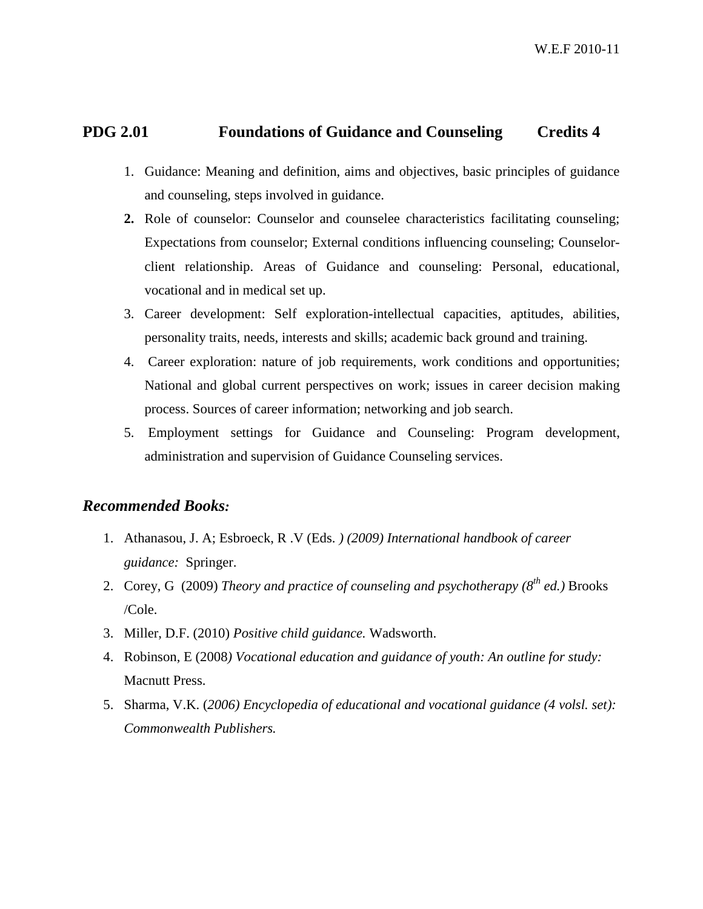W.E.F 2010-11

## PDG 2.01 Foundations of Guidance and Counseling Credits 4

1. Guidance: Meaning and definition, aims and objectives, basic principles of guidance and counseling, steps involved in guidance.
2. Role of counselor: Counselor and counselee characteristics facilitating counseling; Expectations from counselor; External conditions influencing counseling; Counselor-client relationship. Areas of Guidance and counseling: Personal, educational, vocational and in medical set up.
3. Career development: Self exploration-intellectual capacities, aptitudes, abilities, personality traits, needs, interests and skills; academic back ground and training.
4. Career exploration: nature of job requirements, work conditions and opportunities; National and global current perspectives on work; issues in career decision making process. Sources of career information; networking and job search.
5. Employment settings for Guidance and Counseling: Program development, administration and supervision of Guidance Counseling services.

### *Recommended Books:*

1. Athanasou, J. A; Esbroeck, R .V (Eds. *) (2009) International handbook of career guidance:* Springer.
2. Corey, G (2009) *Theory and practice of counseling and psychotherapy (8th ed.)* Brooks /Cole.
3. Miller, D.F. (2010) *Positive child guidance.* Wadsworth.
4. Robinson, E (2008*) Vocational education and guidance of youth: An outline for study:* Macnutt Press.
5. Sharma, V.K. (*2006) Encyclopedia of educational and vocational guidance (4 volsl. set): Commonwealth Publishers.*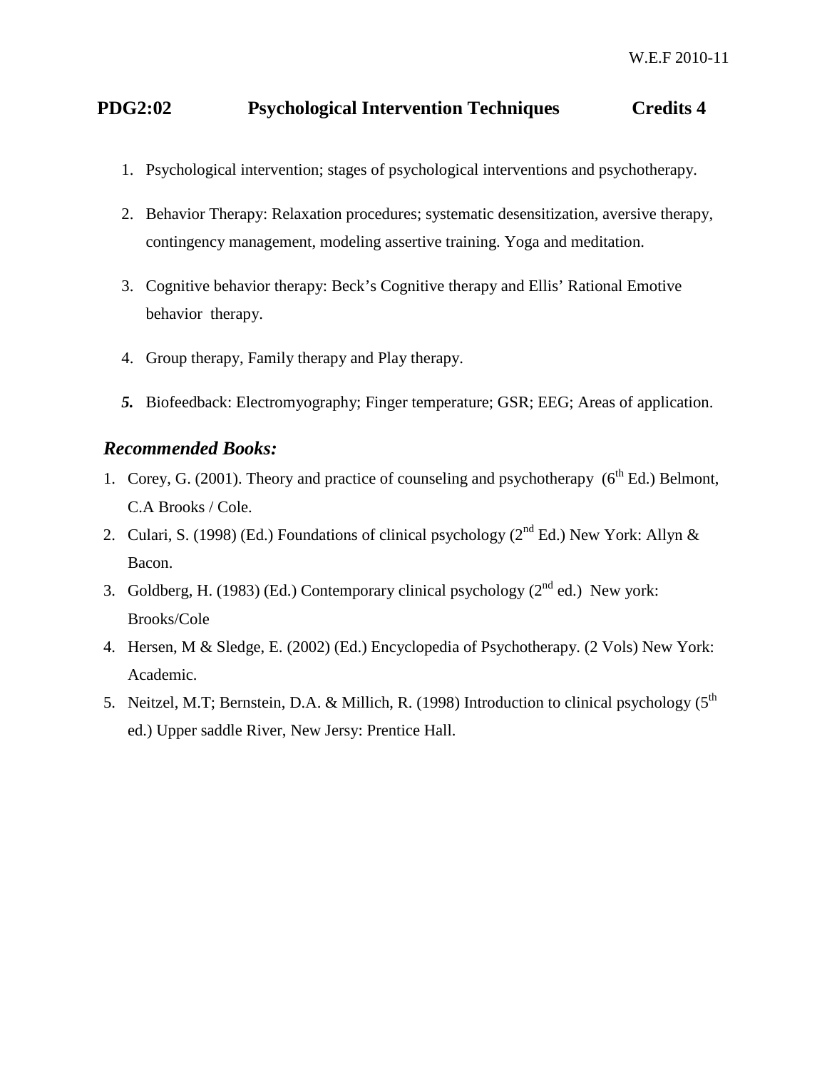W.E.F 2010-11

## PDG2:02 Psychological Intervention Techniques Credits 4

1. Psychological intervention; stages of psychological interventions and psychotherapy.

2. Behavior Therapy: Relaxation procedures; systematic desensitization, aversive therapy, contingency management, modeling assertive training. Yoga and meditation.

3. Cognitive behavior therapy: Beck's Cognitive therapy and Ellis' Rational Emotive behavior therapy.

4. Group therapy, Family therapy and Play therapy.

5. Biofeedback: Electromyography; Finger temperature; GSR; EEG; Areas of application.

### *Recommended Books:*

1. Corey, G. (2001). Theory and practice of counseling and psychotherapy (6th Ed.) Belmont, C.A Brooks / Cole.
2. Culari, S. (1998) (Ed.) Foundations of clinical psychology (2nd Ed.) New York: Allyn & Bacon.
3. Goldberg, H. (1983) (Ed.) Contemporary clinical psychology (2nd ed.) New york: Brooks/Cole
4. Hersen, M & Sledge, E. (2002) (Ed.) Encyclopedia of Psychotherapy. (2 Vols) New York: Academic.
5. Neitzel, M.T; Bernstein, D.A. & Millich, R. (1998) Introduction to clinical psychology (5th ed.) Upper saddle River, New Jersy: Prentice Hall.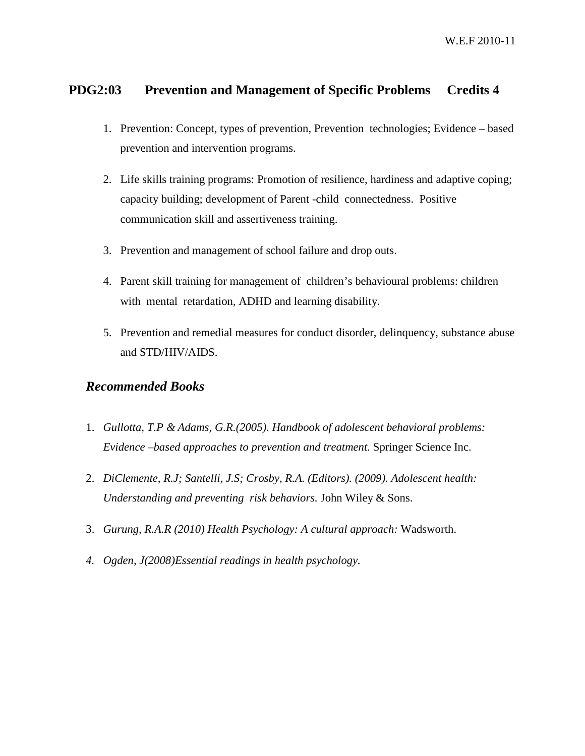W.E.F 2010-11

## PDG2:03 Prevention and Management of Specific Problems Credits 4

1. Prevention: Concept, types of prevention, Prevention technologies; Evidence – based prevention and intervention programs.

2. Life skills training programs: Promotion of resilience, hardiness and adaptive coping; capacity building; development of Parent -child connectedness. Positive communication skill and assertiveness training.

3. Prevention and management of school failure and drop outs.

4. Parent skill training for management of children's behavioural problems: children with mental retardation, ADHD and learning disability.

5. Prevention and remedial measures for conduct disorder, delinquency, substance abuse and STD/HIV/AIDS.

### *Recommended Books*

1. *Gullotta, T.P & Adams, G.R.(2005). Handbook of adolescent behavioral problems: Evidence –based approaches to prevention and treatment.* Springer Science Inc.

2. *DiClemente, R.J; Santelli, J.S; Crosby, R.A. (Editors). (2009). Adolescent health: Understanding and preventing risk behaviors.* John Wiley & Sons.

3. *Gurung, R.A.R (2010) Health Psychology: A cultural approach:* Wadsworth.

4. *Ogden, J(2008)Essential readings in health psychology.*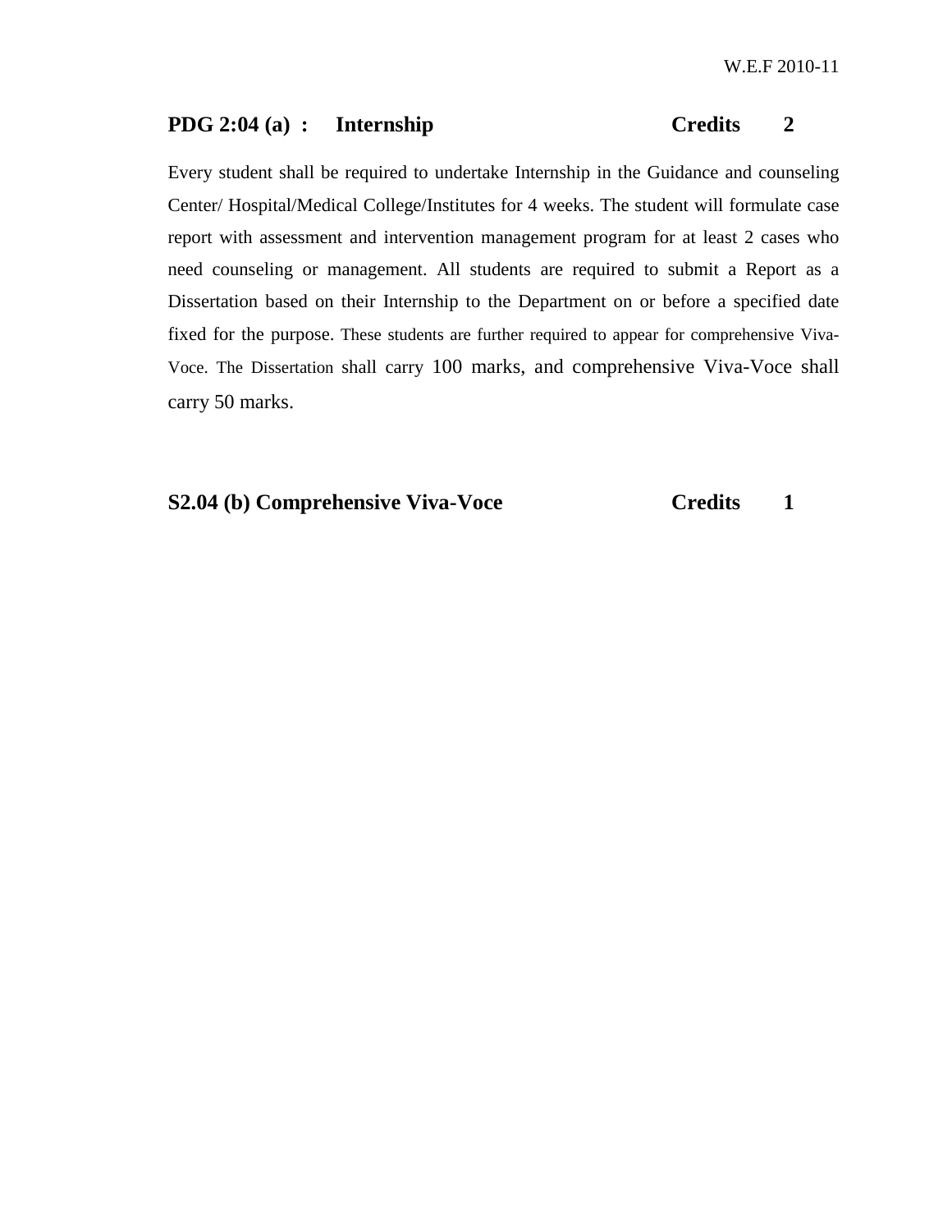## PDG 2:04 (a) : Internship — Credits 2

Every student shall be required to undertake Internship in the Guidance and counseling Center/ Hospital/Medical College/Institutes for 4 weeks. The student will formulate case report with assessment and intervention management program for at least 2 cases who need counseling or management. All students are required to submit a Report as a Dissertation based on their Internship to the Department on or before a specified date fixed for the purpose. These students are further required to appear for comprehensive Viva-Voce. The Dissertation shall carry 100 marks, and comprehensive Viva-Voce shall carry 50 marks.

## S2.04 (b) Comprehensive Viva-Voce — Credits 1